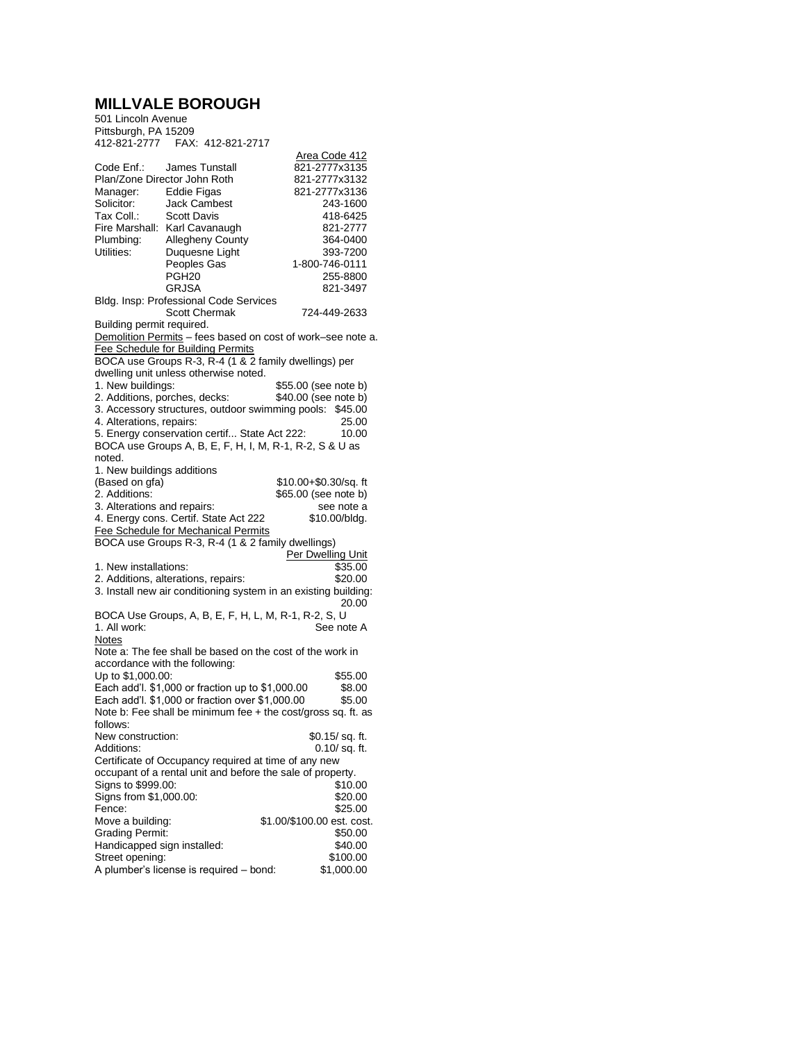# MILLVALE BOROUGH

501 Lincoln Avenue
Pittsburgh, PA 15209
412-821-2777 FAX: 412-821-2717

| | | Area Code 412 |
|---|---|---|
| Code Enf.: | James Tunstall | 821-2777x3135 |
| Plan/Zone Director | John Roth | 821-2777x3132 |
| Manager: | Eddie Figas | 821-2777x3136 |
| Solicitor: | Jack Cambest | 243-1600 |
| Tax Coll.: | Scott Davis | 418-6425 |
| Fire Marshall: | Karl Cavanaugh | 821-2777 |
| Plumbing: | Allegheny County | 364-0400 |
| Utilities: | Duquesne Light | 393-7200 |
| | Peoples Gas | 1-800-746-0111 |
| | PGH20 | 255-8800 |
| | GRJSA | 821-3497 |
| Bldg. Insp: Professional Code Services | | |
| | Scott Chermak | 724-449-2633 |

Building permit required.

Demolition Permits – fees based on cost of work–see note a.

Fee Schedule for Building Permits

BOCA use Groups R-3, R-4 (1 & 2 family dwellings) per dwelling unit unless otherwise noted.

| | |
|---|---|
| 1. New buildings: | $55.00 (see note b) |
| 2. Additions, porches, decks: | $40.00 (see note b) |
| 3. Accessory structures, outdoor swimming pools: | $45.00 |
| 4. Alterations, repairs: | 25.00 |
| 5. Energy conservation certif... State Act 222: | 10.00 |

BOCA use Groups A, B, E, F, H, I, M, R-1, R-2, S & U as noted.

| | |
|---|---|
| 1. New buildings additions (Based on gfa) | $10.00+$0.30/sq. ft |
| 2. Additions: | $65.00 (see note b) |
| 3. Alterations and repairs: | see note a |
| 4. Energy cons. Certif. State Act 222 | $10.00/bldg. |

Fee Schedule for Mechanical Permits

BOCA use Groups R-3, R-4 (1 & 2 family dwellings)

| | Per Dwelling Unit |
|---|---|
| 1. New installations: | $35.00 |
| 2. Additions, alterations, repairs: | $20.00 |
| 3. Install new air conditioning system in an existing building: | 20.00 |

BOCA Use Groups, A, B, E, F, H, L, M, R-1, R-2, S, U

| | |
|---|---|
| 1. All work: | See note A |

Notes

Note a: The fee shall be based on the cost of the work in accordance with the following:

| | |
|---|---|
| Up to $1,000.00: | $55.00 |
| Each add'l. $1,000 or fraction up to $1,000.00 | $8.00 |
| Each add'l. $1,000 or fraction over $1,000.00 | $5.00 |

Note b: Fee shall be minimum fee + the cost/gross sq. ft. as follows:

| | |
|---|---|
| New construction: | $0.15/ sq. ft. |
| Additions: | 0.10/ sq. ft. |

Certificate of Occupancy required at time of any new occupant of a rental unit and before the sale of property.

| | |
|---|---|
| Signs to $999.00: | $10.00 |
| Signs from $1,000.00: | $20.00 |
| Fence: | $25.00 |
| Move a building: | $1.00/$100.00 est. cost. |
| Grading Permit: | $50.00 |
| Handicapped sign installed: | $40.00 |
| Street opening: | $100.00 |
| A plumber's license is required – bond: | $1,000.00 |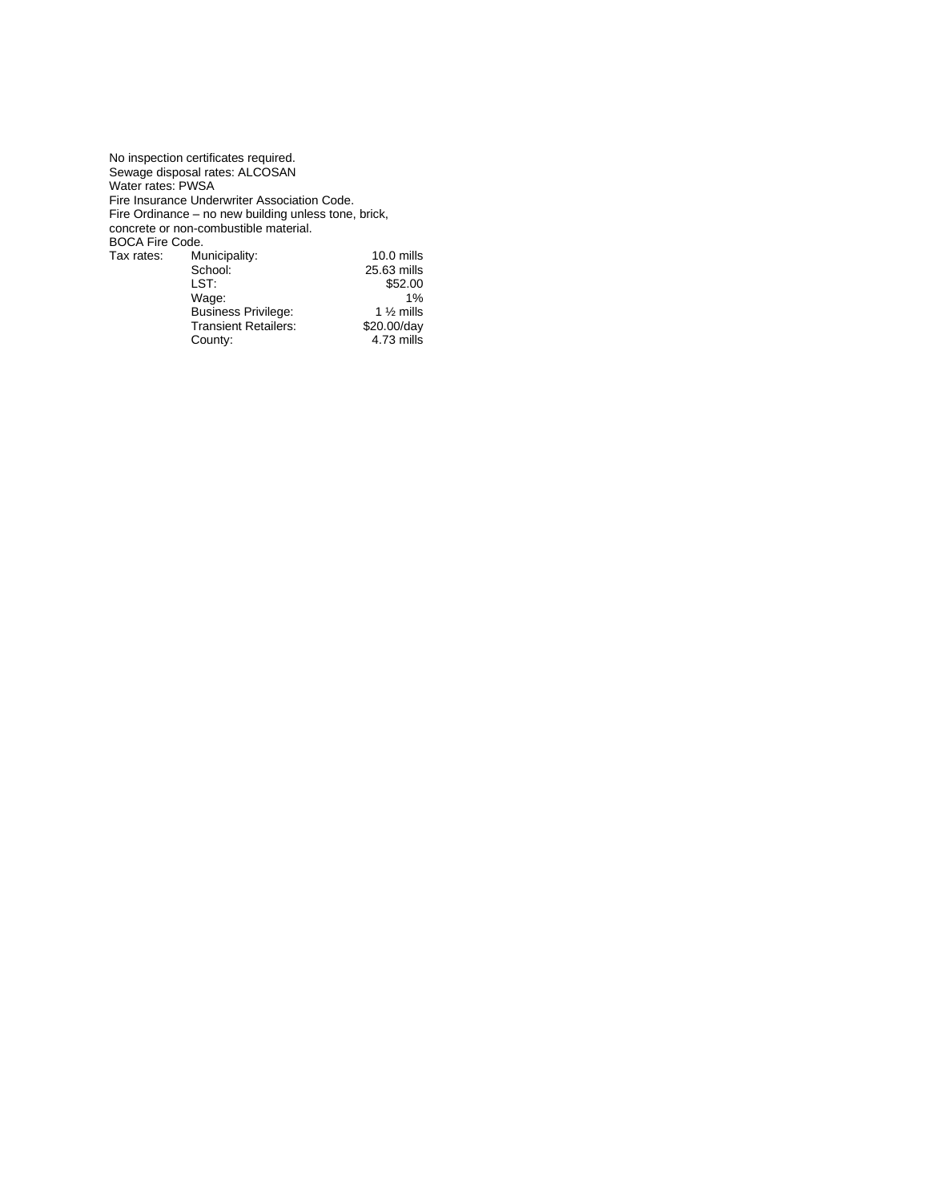No inspection certificates required.
Sewage disposal rates: ALCOSAN
Water rates: PWSA
Fire Insurance Underwriter Association Code.
Fire Ordinance – no new building unless tone, brick, concrete or non-combustible material.
BOCA Fire Code.

| | | |
|---|---|---|
| Tax rates: | Municipality: | 10.0 mills |
| | School: | 25.63 mills |
| | LST: | $52.00 |
| | Wage: | 1% |
| | Business Privilege: | 1 ½ mills |
| | Transient Retailers: | $20.00/day |
| | County: | 4.73 mills |